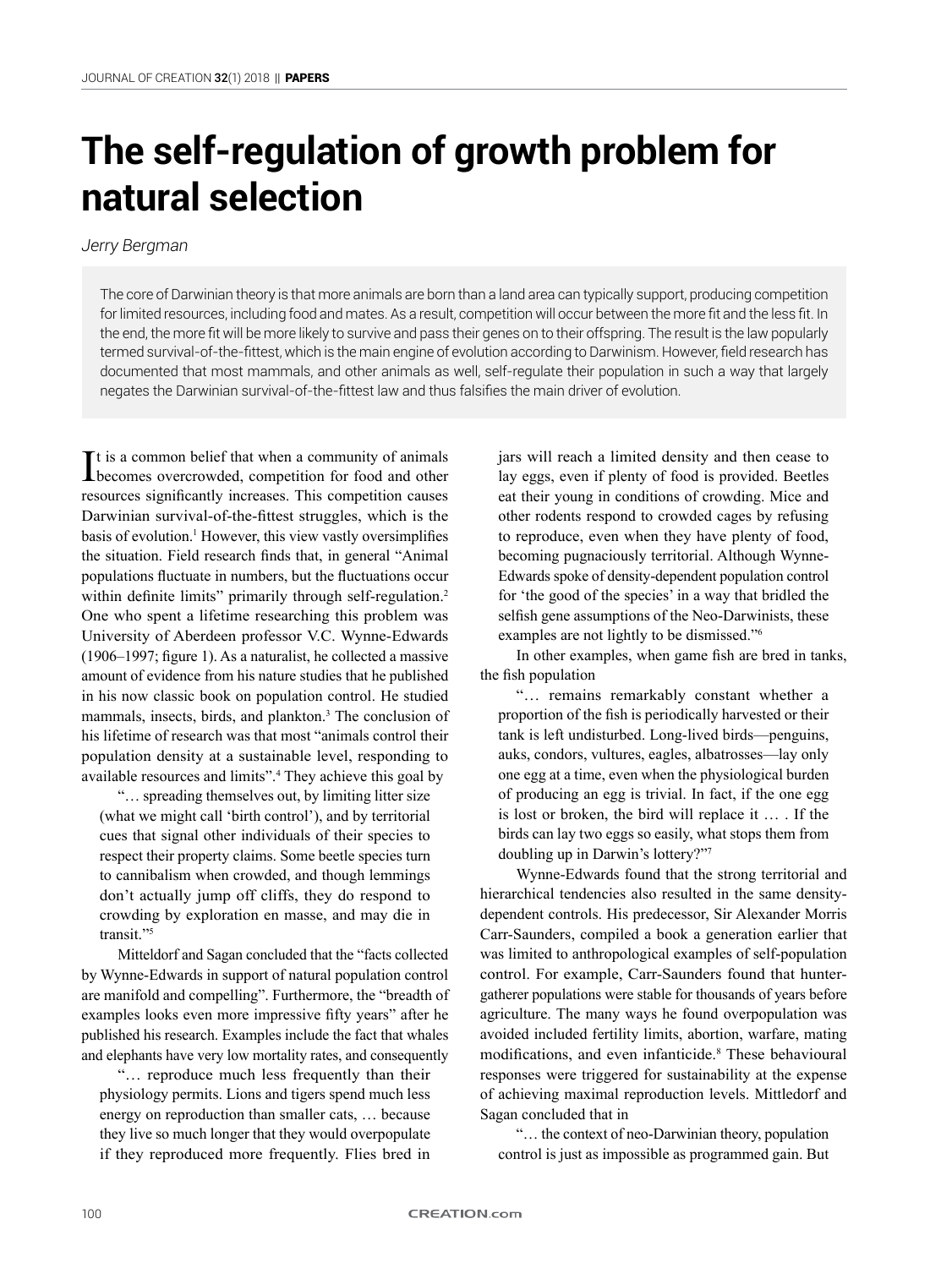# The self-regulation of growth problem for natural selection

*Jerry Bergman*

> The core of Darwinian theory is that more animals are born than a land area can typically support, producing competition for limited resources, including food and mates. As a result, competition will occur between the more fit and the less fit. In the end, the more fit will be more likely to survive and pass their genes on to their offspring. The result is the law popularly termed survival-of-the-fittest, which is the main engine of evolution according to Darwinism. However, field research has documented that most mammals, and other animals as well, self-regulate their population in such a way that largely negates the Darwinian survival-of-the-fittest law and thus falsifies the main driver of evolution.

It is a common belief that when a community of animals becomes overcrowded, competition for food and other resources significantly increases. This competition causes Darwinian survival-of-the-fittest struggles, which is the basis of evolution.[1] However, this view vastly oversimplifies the situation. Field research finds that, in general "Animal populations fluctuate in numbers, but the fluctuations occur within definite limits" primarily through self-regulation.[2] One who spent a lifetime researching this problem was University of Aberdeen professor V.C. Wynne-Edwards (1906–1997; figure 1). As a naturalist, he collected a massive amount of evidence from his nature studies that he published in his now classic book on population control. He studied mammals, insects, birds, and plankton.[3] The conclusion of his lifetime of research was that most "animals control their population density at a sustainable level, responding to available resources and limits".[4] They achieve this goal by

> "… spreading themselves out, by limiting litter size (what we might call 'birth control'), and by territorial cues that signal other individuals of their species to respect their property claims. Some beetle species turn to cannibalism when crowded, and though lemmings don't actually jump off cliffs, they do respond to crowding by exploration en masse, and may die in transit."[5]

Mitteldorf and Sagan concluded that the "facts collected by Wynne-Edwards in support of natural population control are manifold and compelling". Furthermore, the "breadth of examples looks even more impressive fifty years" after he published his research. Examples include the fact that whales and elephants have very low mortality rates, and consequently

> "… reproduce much less frequently than their physiology permits. Lions and tigers spend much less energy on reproduction than smaller cats, … because they live so much longer that they would overpopulate if they reproduced more frequently. Flies bred in jars will reach a limited density and then cease to lay eggs, even if plenty of food is provided. Beetles eat their young in conditions of crowding. Mice and other rodents respond to crowded cages by refusing to reproduce, even when they have plenty of food, becoming pugnaciously territorial. Although Wynne-Edwards spoke of density-dependent population control for 'the good of the species' in a way that bridled the selfish gene assumptions of the Neo-Darwinists, these examples are not lightly to be dismissed."[6]

In other examples, when game fish are bred in tanks, the fish population

> "… remains remarkably constant whether a proportion of the fish is periodically harvested or their tank is left undisturbed. Long-lived birds—penguins, auks, condors, vultures, eagles, albatrosses—lay only one egg at a time, even when the physiological burden of producing an egg is trivial. In fact, if the one egg is lost or broken, the bird will replace it … . If the birds can lay two eggs so easily, what stops them from doubling up in Darwin's lottery?"[7]

Wynne-Edwards found that the strong territorial and hierarchical tendencies also resulted in the same density-dependent controls. His predecessor, Sir Alexander Morris Carr-Saunders, compiled a book a generation earlier that was limited to anthropological examples of self-population control. For example, Carr-Saunders found that hunter-gatherer populations were stable for thousands of years before agriculture. The many ways he found overpopulation was avoided included fertility limits, abortion, warfare, mating modifications, and even infanticide.[8] These behavioural responses were triggered for sustainability at the expense of achieving maximal reproduction levels. Mittledorf and Sagan concluded that in

> "… the context of neo-Darwinian theory, population control is just as impossible as programmed gain. But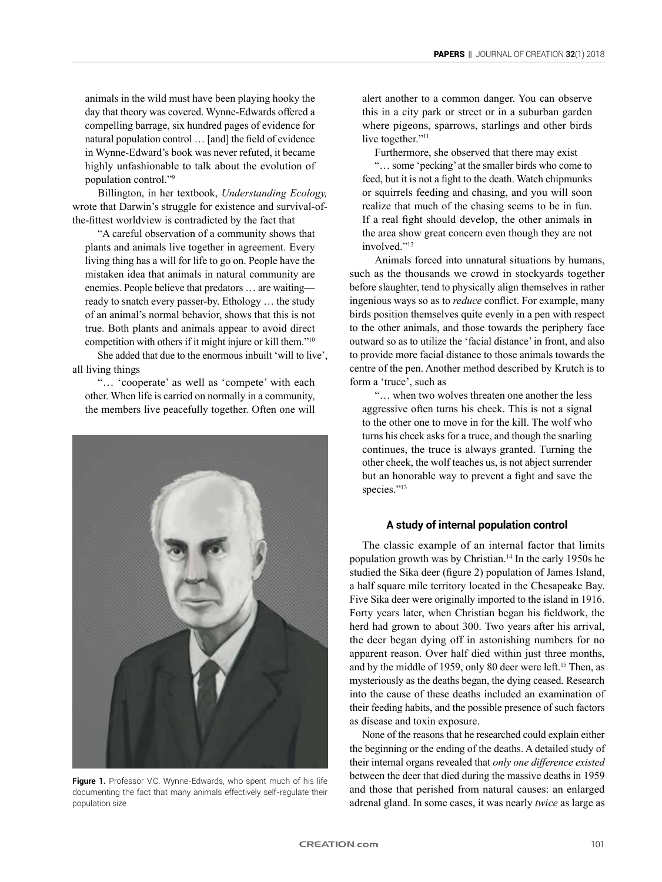animals in the wild must have been playing hooky the day that theory was covered. Wynne-Edwards offered a compelling barrage, six hundred pages of evidence for natural population control … [and] the field of evidence in Wynne-Edward's book was never refuted, it became highly unfashionable to talk about the evolution of population control."[9]

Billington, in her textbook, *Understanding Ecology,* wrote that Darwin's struggle for existence and survival-of-the-fittest worldview is contradicted by the fact that

"A careful observation of a community shows that plants and animals live together in agreement. Every living thing has a will for life to go on. People have the mistaken idea that animals in natural community are enemies. People believe that predators … are waiting—ready to snatch every passer-by. Ethology … the study of an animal's normal behavior, shows that this is not true. Both plants and animals appear to avoid direct competition with others if it might injure or kill them."[10]

She added that due to the enormous inbuilt 'will to live', all living things

"… 'cooperate' as well as 'compete' with each other. When life is carried on normally in a community, the members live peacefully together. Often one will alert another to a common danger. You can observe this in a city park or street or in a suburban garden where pigeons, sparrows, starlings and other birds live together."[11]

Furthermore, she observed that there may exist

"… some 'pecking' at the smaller birds who come to feed, but it is not a fight to the death. Watch chipmunks or squirrels feeding and chasing, and you will soon realize that much of the chasing seems to be in fun. If a real fight should develop, the other animals in the area show great concern even though they are not involved."[12]

Animals forced into unnatural situations by humans, such as the thousands we crowd in stockyards together before slaughter, tend to physically align themselves in rather ingenious ways so as to *reduce* conflict. For example, many birds position themselves quite evenly in a pen with respect to the other animals, and those towards the periphery face outward so as to utilize the 'facial distance' in front, and also to provide more facial distance to those animals towards the centre of the pen. Another method described by Krutch is to form a 'truce', such as

"… when two wolves threaten one another the less aggressive often turns his cheek. This is not a signal to the other one to move in for the kill. The wolf who turns his cheek asks for a truce, and though the snarling continues, the truce is always granted. Turning the other cheek, the wolf teaches us, is not abject surrender but an honorable way to prevent a fight and save the species."[13]

**Figure 1.** Professor V.C. Wynne-Edwards, who spent much of his life documenting the fact that many animals effectively self-regulate their population size

### A study of internal population control

The classic example of an internal factor that limits population growth was by Christian.[14] In the early 1950s he studied the Sika deer (figure 2) population of James Island, a half square mile territory located in the Chesapeake Bay. Five Sika deer were originally imported to the island in 1916. Forty years later, when Christian began his fieldwork, the herd had grown to about 300. Two years after his arrival, the deer began dying off in astonishing numbers for no apparent reason. Over half died within just three months, and by the middle of 1959, only 80 deer were left.[15] Then, as mysteriously as the deaths began, the dying ceased. Research into the cause of these deaths included an examination of their feeding habits, and the possible presence of such factors as disease and toxin exposure.

None of the reasons that he researched could explain either the beginning or the ending of the deaths. A detailed study of their internal organs revealed that *only one difference existed* between the deer that died during the massive deaths in 1959 and those that perished from natural causes: an enlarged adrenal gland. In some cases, it was nearly *twice* as large as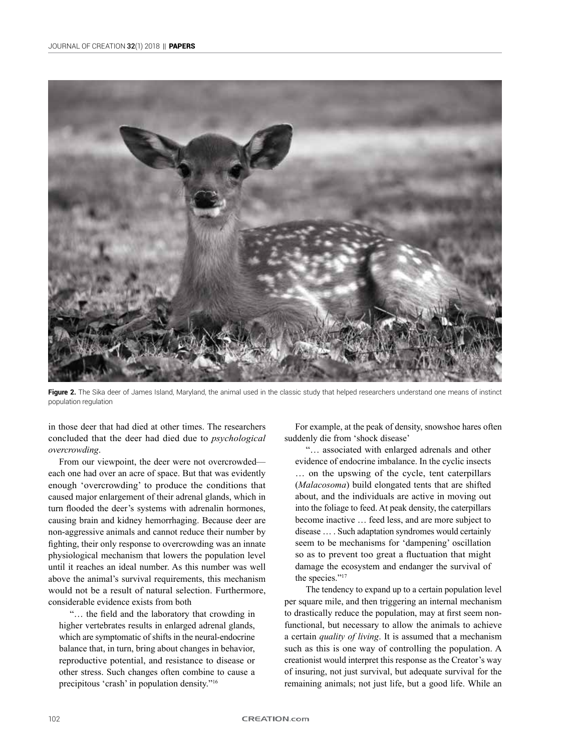Figure 2. The Sika deer of James Island, Maryland, the animal used in the classic study that helped researchers understand one means of instinct population regulation

in those deer that had died at other times. The researchers concluded that the deer had died due to *psychological overcrowding*.

From our viewpoint, the deer were not overcrowded—each one had over an acre of space. But that was evidently enough 'overcrowding' to produce the conditions that caused major enlargement of their adrenal glands, which in turn flooded the deer's systems with adrenalin hormones, causing brain and kidney hemorrhaging. Because deer are non-aggressive animals and cannot reduce their number by fighting, their only response to overcrowding was an innate physiological mechanism that lowers the population level until it reaches an ideal number. As this number was well above the animal's survival requirements, this mechanism would not be a result of natural selection. Furthermore, considerable evidence exists from both

> "… the field and the laboratory that crowding in higher vertebrates results in enlarged adrenal glands, which are symptomatic of shifts in the neural-endocrine balance that, in turn, bring about changes in behavior, reproductive potential, and resistance to disease or other stress. Such changes often combine to cause a precipitous 'crash' in population density."[16]

For example, at the peak of density, snowshoe hares often suddenly die from 'shock disease'

> "… associated with enlarged adrenals and other evidence of endocrine imbalance. In the cyclic insects … on the upswing of the cycle, tent caterpillars (*Malacosoma*) build elongated tents that are shifted about, and the individuals are active in moving out into the foliage to feed. At peak density, the caterpillars become inactive … feed less, and are more subject to disease … . Such adaptation syndromes would certainly seem to be mechanisms for 'dampening' oscillation so as to prevent too great a fluctuation that might damage the ecosystem and endanger the survival of the species."[17]

The tendency to expand up to a certain population level per square mile, and then triggering an internal mechanism to drastically reduce the population, may at first seem non-functional, but necessary to allow the animals to achieve a certain *quality of living*. It is assumed that a mechanism such as this is one way of controlling the population. A creationist would interpret this response as the Creator's way of insuring, not just survival, but adequate survival for the remaining animals; not just life, but a good life. While an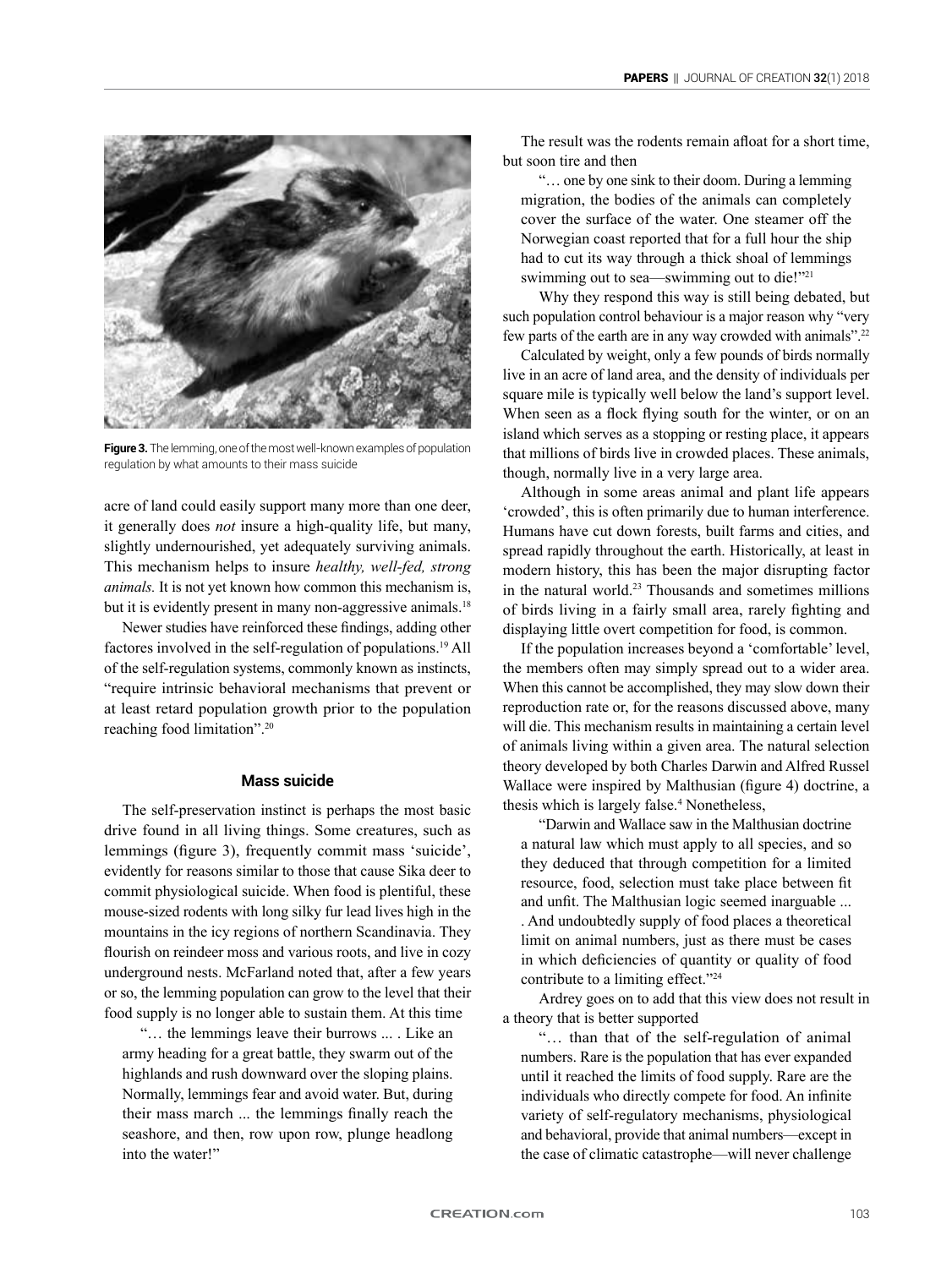**Figure 3.** The lemming, one of the most well-known examples of population regulation by what amounts to their mass suicide

acre of land could easily support many more than one deer, it generally does *not* insure a high-quality life, but many, slightly undernourished, yet adequately surviving animals. This mechanism helps to insure *healthy, well-fed, strong animals.* It is not yet known how common this mechanism is, but it is evidently present in many non-aggressive animals.[18]

Newer studies have reinforced these findings, adding other factores involved in the self-regulation of populations.[19] All of the self-regulation systems, commonly known as instincts, "require intrinsic behavioral mechanisms that prevent or at least retard population growth prior to the population reaching food limitation".[20]

### Mass suicide

The self-preservation instinct is perhaps the most basic drive found in all living things. Some creatures, such as lemmings (figure 3), frequently commit mass 'suicide', evidently for reasons similar to those that cause Sika deer to commit physiological suicide. When food is plentiful, these mouse-sized rodents with long silky fur lead lives high in the mountains in the icy regions of northern Scandinavia. They flourish on reindeer moss and various roots, and live in cozy underground nests. McFarland noted that, after a few years or so, the lemming population can grow to the level that their food supply is no longer able to sustain them. At this time

> "… the lemmings leave their burrows ... . Like an army heading for a great battle, they swarm out of the highlands and rush downward over the sloping plains. Normally, lemmings fear and avoid water. But, during their mass march ... the lemmings finally reach the seashore, and then, row upon row, plunge headlong into the water!"

The result was the rodents remain afloat for a short time, but soon tire and then

> "… one by one sink to their doom. During a lemming migration, the bodies of the animals can completely cover the surface of the water. One steamer off the Norwegian coast reported that for a full hour the ship had to cut its way through a thick shoal of lemmings swimming out to sea—swimming out to die!"[21]

Why they respond this way is still being debated, but such population control behaviour is a major reason why "very few parts of the earth are in any way crowded with animals".[22]

Calculated by weight, only a few pounds of birds normally live in an acre of land area, and the density of individuals per square mile is typically well below the land's support level. When seen as a flock flying south for the winter, or on an island which serves as a stopping or resting place, it appears that millions of birds live in crowded places. These animals, though, normally live in a very large area.

Although in some areas animal and plant life appears 'crowded', this is often primarily due to human interference. Humans have cut down forests, built farms and cities, and spread rapidly throughout the earth. Historically, at least in modern history, this has been the major disrupting factor in the natural world.[23] Thousands and sometimes millions of birds living in a fairly small area, rarely fighting and displaying little overt competition for food, is common.

If the population increases beyond a 'comfortable' level, the members often may simply spread out to a wider area. When this cannot be accomplished, they may slow down their reproduction rate or, for the reasons discussed above, many will die. This mechanism results in maintaining a certain level of animals living within a given area. The natural selection theory developed by both Charles Darwin and Alfred Russel Wallace were inspired by Malthusian (figure 4) doctrine, a thesis which is largely false.[4] Nonetheless,

> "Darwin and Wallace saw in the Malthusian doctrine a natural law which must apply to all species, and so they deduced that through competition for a limited resource, food, selection must take place between fit and unfit. The Malthusian logic seemed inarguable ... . And undoubtedly supply of food places a theoretical limit on animal numbers, just as there must be cases in which deficiencies of quantity or quality of food contribute to a limiting effect."[24]

Ardrey goes on to add that this view does not result in a theory that is better supported

> "… than that of the self-regulation of animal numbers. Rare is the population that has ever expanded until it reached the limits of food supply. Rare are the individuals who directly compete for food. An infinite variety of self-regulatory mechanisms, physiological and behavioral, provide that animal numbers—except in the case of climatic catastrophe—will never challenge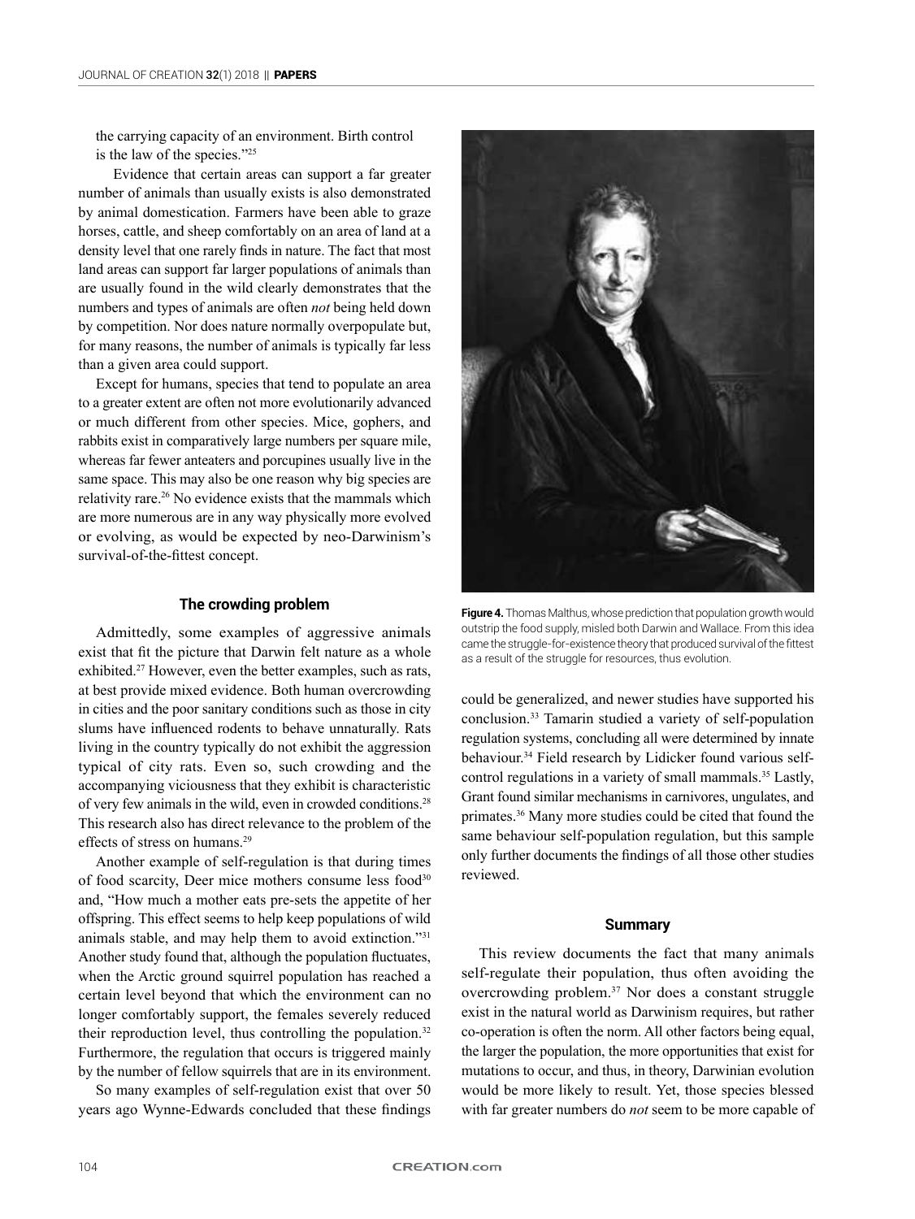the carrying capacity of an environment. Birth control is the law of the species."[25]

Evidence that certain areas can support a far greater number of animals than usually exists is also demonstrated by animal domestication. Farmers have been able to graze horses, cattle, and sheep comfortably on an area of land at a density level that one rarely finds in nature. The fact that most land areas can support far larger populations of animals than are usually found in the wild clearly demonstrates that the numbers and types of animals are often *not* being held down by competition. Nor does nature normally overpopulate but, for many reasons, the number of animals is typically far less than a given area could support.

Except for humans, species that tend to populate an area to a greater extent are often not more evolutionarily advanced or much different from other species. Mice, gophers, and rabbits exist in comparatively large numbers per square mile, whereas far fewer anteaters and porcupines usually live in the same space. This may also be one reason why big species are relativity rare.[26] No evidence exists that the mammals which are more numerous are in any way physically more evolved or evolving, as would be expected by neo-Darwinism's survival-of-the-fittest concept.

### The crowding problem

Admittedly, some examples of aggressive animals exist that fit the picture that Darwin felt nature as a whole exhibited.[27] However, even the better examples, such as rats, at best provide mixed evidence. Both human overcrowding in cities and the poor sanitary conditions such as those in city slums have influenced rodents to behave unnaturally. Rats living in the country typically do not exhibit the aggression typical of city rats. Even so, such crowding and the accompanying viciousness that they exhibit is characteristic of very few animals in the wild, even in crowded conditions.[28] This research also has direct relevance to the problem of the effects of stress on humans.[29]

Another example of self-regulation is that during times of food scarcity, Deer mice mothers consume less food[30] and, "How much a mother eats pre-sets the appetite of her offspring. This effect seems to help keep populations of wild animals stable, and may help them to avoid extinction."[31] Another study found that, although the population fluctuates, when the Arctic ground squirrel population has reached a certain level beyond that which the environment can no longer comfortably support, the females severely reduced their reproduction level, thus controlling the population.[32] Furthermore, the regulation that occurs is triggered mainly by the number of fellow squirrels that are in its environment.

So many examples of self-regulation exist that over 50 years ago Wynne-Edwards concluded that these findings could be generalized, and newer studies have supported his conclusion.[33] Tamarin studied a variety of self-population regulation systems, concluding all were determined by innate behaviour.[34] Field research by Lidicker found various self-control regulations in a variety of small mammals.[35] Lastly, Grant found similar mechanisms in carnivores, ungulates, and primates.[36] Many more studies could be cited that found the same behaviour self-population regulation, but this sample only further documents the findings of all those other studies reviewed.

**Figure 4.** Thomas Malthus, whose prediction that population growth would outstrip the food supply, misled both Darwin and Wallace. From this idea came the struggle-for-existence theory that produced survival of the fittest as a result of the struggle for resources, thus evolution.

### Summary

This review documents the fact that many animals self-regulate their population, thus often avoiding the overcrowding problem.[37] Nor does a constant struggle exist in the natural world as Darwinism requires, but rather co-operation is often the norm. All other factors being equal, the larger the population, the more opportunities that exist for mutations to occur, and thus, in theory, Darwinian evolution would be more likely to result. Yet, those species blessed with far greater numbers do *not* seem to be more capable of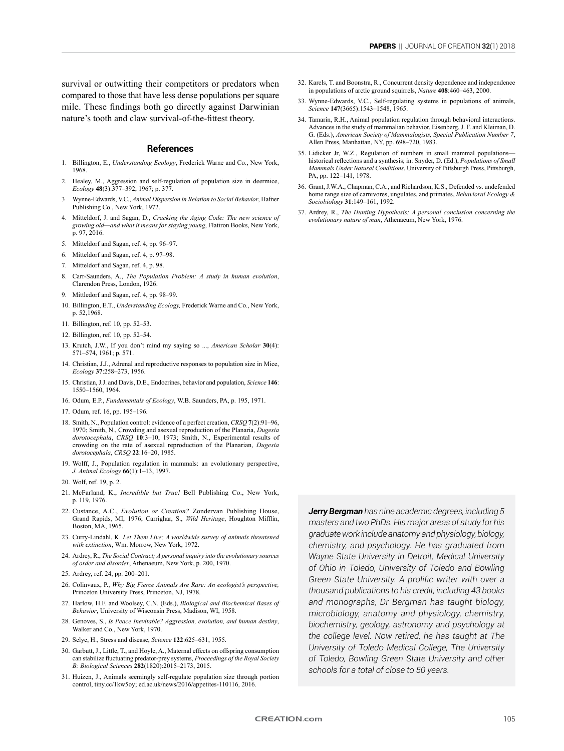survival or outwitting their competitors or predators when compared to those that have less dense populations per square mile. These findings both go directly against Darwinian nature's tooth and claw survival-of-the-fittest theory.

## References

1. Billington, E., *Understanding Ecology*, Frederick Warne and Co., New York, 1968.
2. Healey, M., Aggression and self-regulation of population size in deermice, *Ecology* **48**(3):377–392, 1967; p. 377.
3. Wynne-Edwards, V.C., *Animal Dispersion in Relation to Social Behavior*, Hafner Publishing Co., New York, 1972.
4. Mitteldorf, J. and Sagan, D., *Cracking the Aging Code: The new science of growing old—and what it means for staying young*, Flatiron Books, New York, p. 97, 2016.
5. Mitteldorf and Sagan, ref. 4, pp. 96–97.
6. Mitteldorf and Sagan, ref. 4, p. 97–98.
7. Mitteldorf and Sagan, ref. 4, p. 98.
8. Carr-Saunders, A., *The Population Problem: A study in human evolution*, Clarendon Press, London, 1926.
9. Mittledorf and Sagan, ref. 4, pp. 98–99.
10. Billington, E.T., *Understanding Ecology,* Frederick Warne and Co., New York, p. 52,1968.
11. Billington, ref. 10, pp. 52–53.
12. Billington, ref. 10, pp. 52–54.
13. Krutch, J.W., If you don't mind my saying so ..., *American Scholar* **30**(4): 571–574, 1961; p. 571.
14. Christian, J.J., Adrenal and reproductive responses to population size in Mice, *Ecology* **37**:258–273, 1956.
15. Christian, J.J. and Davis, D.E., Endocrines, behavior and population, *Science* **146**: 1550–1560, 1964.
16. Odum, E.P., *Fundamentals of Ecology*, W.B. Saunders, PA, p. 195, 1971.
17. Odum, ref. 16, pp. 195–196.
18. Smith, N., Population control: evidence of a perfect creation, *CRSQ* **7**(2):91–96, 1970; Smith, N., Crowding and asexual reproduction of the Planaria, *Dugesia dorotocephala*, *CRSQ* **10**:3–10, 1973; Smith, N., Experimental results of crowding on the rate of asexual reproduction of the Planarian, *Dugesia dorotocephala*, *CRSQ* **22**:16–20, 1985.
19. Wolff, J., Population regulation in mammals: an evolutionary perspective, *J. Animal Ecology* **66**(1):1–13, 1997.
20. Wolf, ref. 19, p. 2.
21. McFarland, K., *Incredible but True!* Bell Publishing Co., New York, p. 119, 1976.
22. Custance, A.C., *Evolution or Creation?* Zondervan Publishing House, Grand Rapids, MI, 1976; Carrighar, S., *Wild Heritage*, Houghton Mifflin, Boston, MA, 1965.
23. Curry-Lindahl, K. *Let Them Live; A worldwide survey of animals threatened with extinction*, Wm. Morrow, New York, 1972.
24. Ardrey, R., *The Social Contract; A personal inquiry into the evolutionary sources of order and disorder*, Athenaeum, New York, p. 200, 1970.
25. Ardrey, ref. 24, pp. 200–201.
26. Colinvaux, P., *Why Big Fierce Animals Are Rare: An ecologist's perspective,* Princeton University Press, Princeton, NJ, 1978.
27. Harlow, H.F. and Woolsey, C.N. (Eds.), *Biological and Biochemical Bases of Behavior*, University of Wisconsin Press, Madison, WI, 1958.
28. Genoves, S., *Is Peace Inevitable? Aggression, evolution, and human destiny*, Walker and Co., New York, 1970.
29. Selye, H., Stress and disease, *Science* **122**:625–631, 1955.
30. Garbutt, J., Little, T., and Hoyle, A., Maternal effects on offspring consumption can stabilize fluctuating predator-prey systems, *Proceedings of the Royal Society B: Biological Sciences* **282**(1820):2015–2173, 2015.
31. Huizen, J., Animals seemingly self-regulate population size through portion control, tiny.cc/1kw5oy; ed.ac.uk/news/2016/appetites-110116, 2016.
32. Karels, T. and Boonstra, R., Concurrent density dependence and independence in populations of arctic ground squirrels, *Nature* **408**:460–463, 2000.
33. Wynne-Edwards, V.C., Self-regulating systems in populations of animals, *Science* **147**(3665):1543–1548, 1965.
34. Tamarin, R.H., Animal population regulation through behavioral interactions. Advances in the study of mammalian behavior, Eisenberg, J. F. and Kleiman, D. G. (Eds.), *American Society of Mammalogists, Special Publication Number 7*, Allen Press, Manhattan, NY, pp. 698–720, 1983.
35. Lidicker Jr, W.Z., Regulation of numbers in small mammal populations—historical reflections and a synthesis; in: Snyder, D. (Ed.), *Populations of Small Mammals Under Natural Conditions*, University of Pittsburgh Press, Pittsburgh, PA, pp. 122–141, 1978.
36. Grant, J.W.A., Chapman, C.A., and Richardson, K.S., Defended vs. undefended home range size of carnivores, ungulates, and primates, *Behavioral Ecology & Sociobiology* **31**:149–161, 1992.
37. Ardrey, R., *The Hunting Hypothesis; A personal conclusion concerning the evolutionary nature of man*, Athenaeum, New York, 1976.

***Jerry Bergman*** *has nine academic degrees, including 5 masters and two PhDs. His major areas of study for his graduate work include anatomy and physiology, biology, chemistry, and psychology. He has graduated from Wayne State University in Detroit, Medical University of Ohio in Toledo, University of Toledo and Bowling Green State University. A prolific writer with over a thousand publications to his credit, including 43 books and monographs, Dr Bergman has taught biology, microbiology, anatomy and physiology, chemistry, biochemistry, geology, astronomy and psychology at the college level. Now retired, he has taught at The University of Toledo Medical College, The University of Toledo, Bowling Green State University and other schools for a total of close to 50 years.*